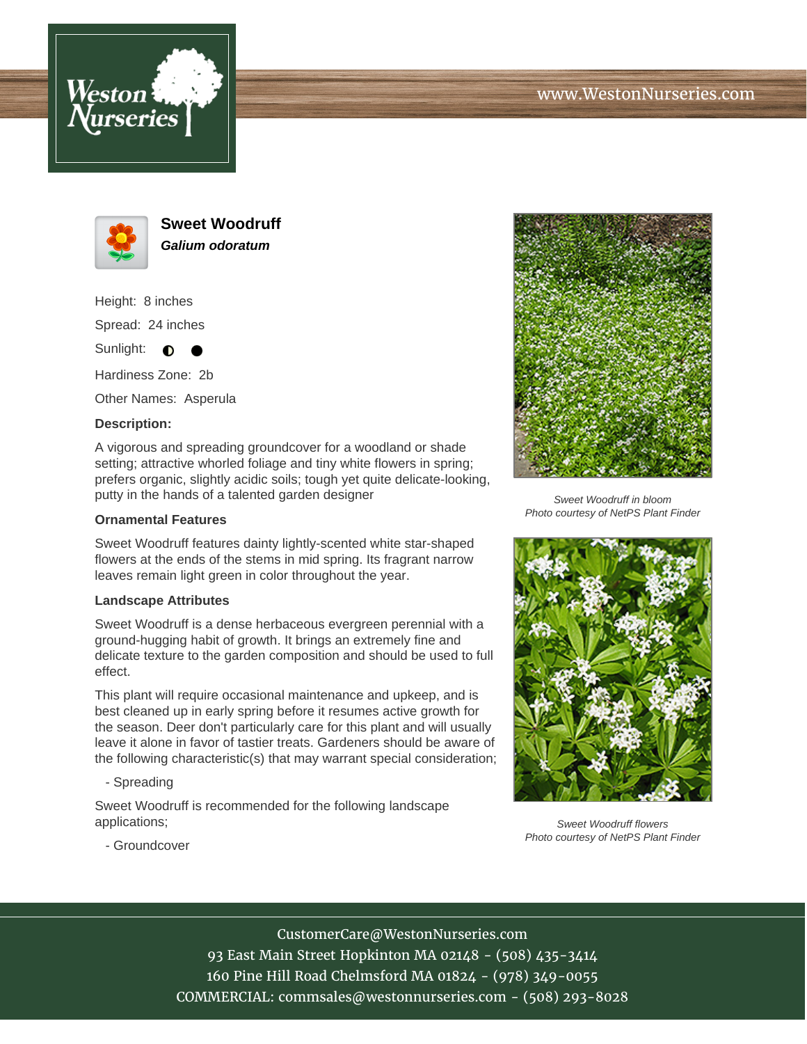www.WestonNurseries.com

# Sweet Woodruff

***Galium odoratum***

Height: 8 inches

Spread: 24 inches

Sunlight: ◐ ●

Hardiness Zone: 2b

Other Names: Asperula

**Description:**

A vigorous and spreading groundcover for a woodland or shade setting; attractive whorled foliage and tiny white flowers in spring; prefers organic, slightly acidic soils; tough yet quite delicate-looking, putty in the hands of a talented garden designer

**Ornamental Features**

Sweet Woodruff features dainty lightly-scented white star-shaped flowers at the ends of the stems in mid spring. Its fragrant narrow leaves remain light green in color throughout the year.

**Landscape Attributes**

Sweet Woodruff is a dense herbaceous evergreen perennial with a ground-hugging habit of growth. It brings an extremely fine and delicate texture to the garden composition and should be used to full effect.

This plant will require occasional maintenance and upkeep, and is best cleaned up in early spring before it resumes active growth for the season. Deer don't particularly care for this plant and will usually leave it alone in favor of tastier treats. Gardeners should be aware of the following characteristic(s) that may warrant special consideration;

- Spreading

Sweet Woodruff is recommended for the following landscape applications;

- Groundcover

*Sweet Woodruff in bloom*
*Photo courtesy of NetPS Plant Finder*

*Sweet Woodruff flowers*
*Photo courtesy of NetPS Plant Finder*

CustomerCare@WestonNurseries.com
93 East Main Street Hopkinton MA 02148 - (508) 435-3414
160 Pine Hill Road Chelmsford MA 01824 - (978) 349-0055
COMMERCIAL: commsales@westonnurseries.com - (508) 293-8028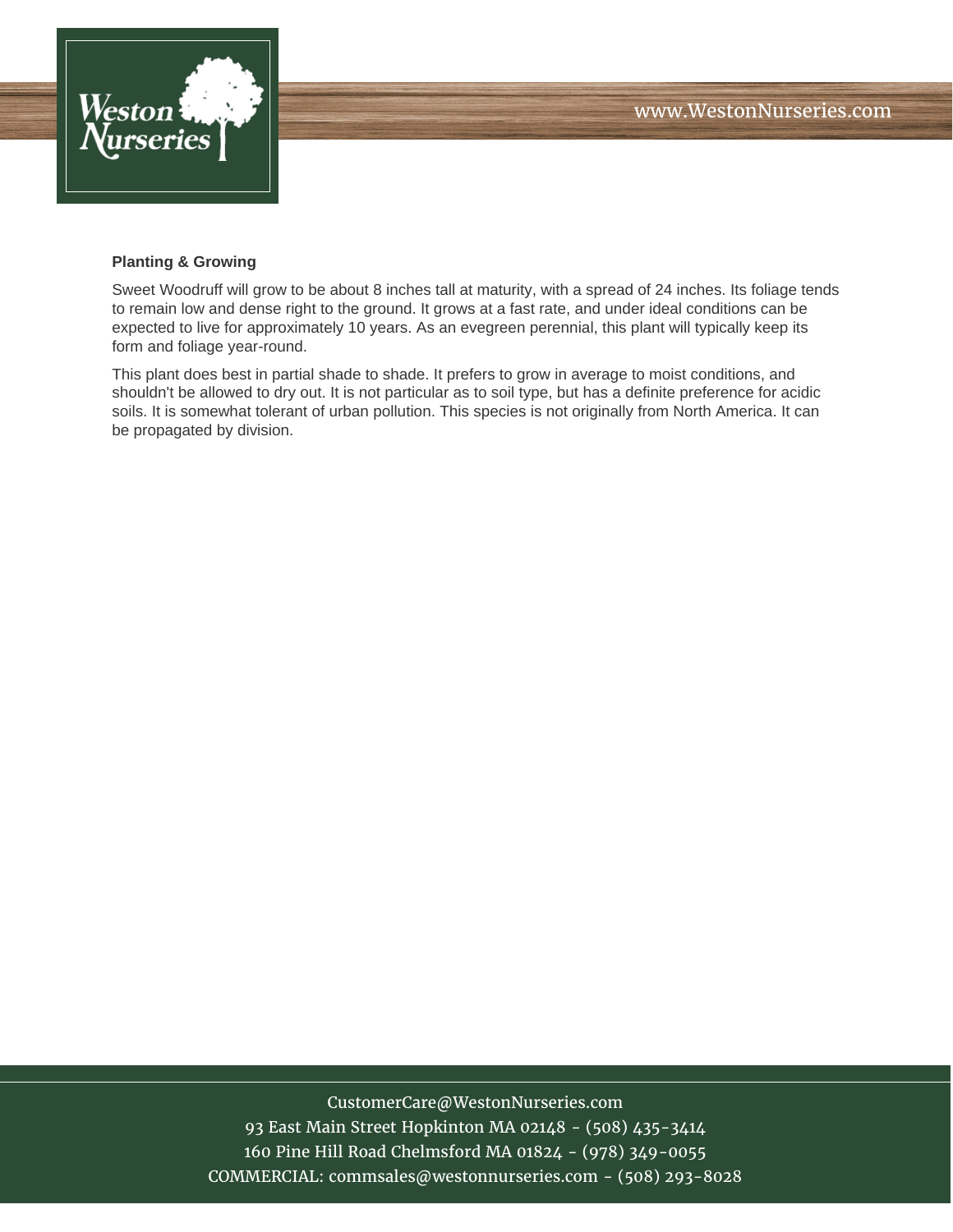### Planting & Growing

Sweet Woodruff will grow to be about 8 inches tall at maturity, with a spread of 24 inches. Its foliage tends to remain low and dense right to the ground. It grows at a fast rate, and under ideal conditions can be expected to live for approximately 10 years. As an evegreen perennial, this plant will typically keep its form and foliage year-round.

This plant does best in partial shade to shade. It prefers to grow in average to moist conditions, and shouldn't be allowed to dry out. It is not particular as to soil type, but has a definite preference for acidic soils. It is somewhat tolerant of urban pollution. This species is not originally from North America. It can be propagated by division.